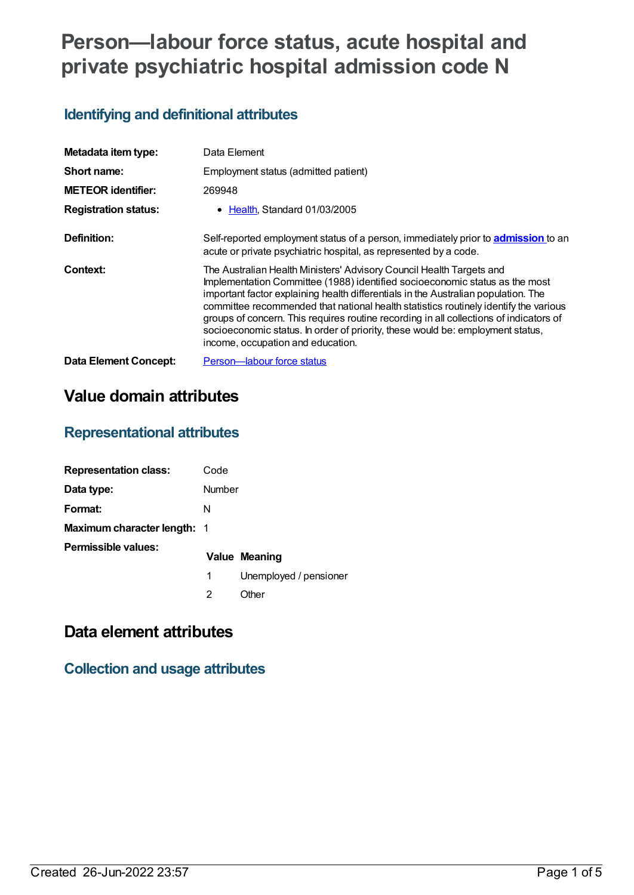# Person—labour force status, acute hospital and private psychiatric hospital admission code N

## Identifying and definitional attributes

| | |
|---|---|
| **Metadata item type:** | Data Element |
| **Short name:** | Employment status (admitted patient) |
| **METEOR identifier:** | 269948 |
| **Registration status:** | • Health, Standard 01/03/2005 |
| **Definition:** | Self-reported employment status of a person, immediately prior to **admission** to an acute or private psychiatric hospital, as represented by a code. |
| **Context:** | The Australian Health Ministers' Advisory Council Health Targets and Implementation Committee (1988) identified socioeconomic status as the most important factor explaining health differentials in the Australian population. The committee recommended that national health statistics routinely identify the various groups of concern. This requires routine recording in all collections of indicators of socioeconomic status. In order of priority, these would be: employment status, income, occupation and education. |
| **Data Element Concept:** | Person—labour force status |

# Value domain attributes

## Representational attributes

| | |
|---|---|
| **Representation class:** | Code |
| **Data type:** | Number |
| **Format:** | N |
| **Maximum character length:** | 1 |

**Permissible values:**

| Value | Meaning |
|---|---|
| 1 | Unemployed / pensioner |
| 2 | Other |

# Data element attributes

## Collection and usage attributes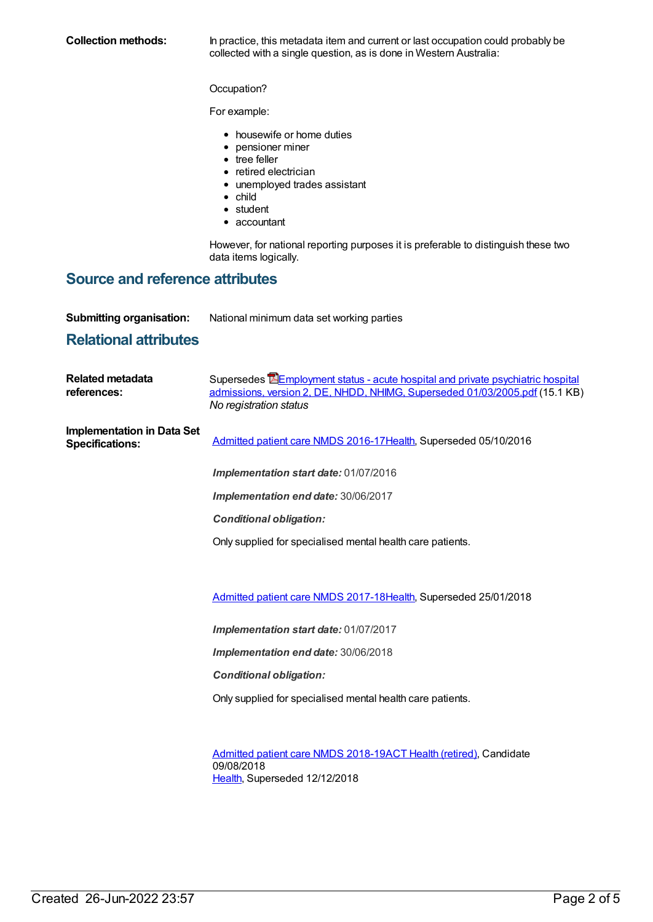**Collection methods:** In practice, this metadata item and current or last occupation could probably be collected with a single question, as is done in Western Australia:

Occupation?

For example:

- housewife or home duties
- pensioner miner
- tree feller
- retired electrician
- unemployed trades assistant
- child
- student
- accountant

However, for national reporting purposes it is preferable to distinguish these two data items logically.

## Source and reference attributes

**Submitting organisation:** National minimum data set working parties

## Relational attributes

**Related metadata references:** Supersedes Employment status - acute hospital and private psychiatric hospital admissions, version 2, DE, NHDD, NHIMG, Superseded 01/03/2005.pdf (15.1 KB)
*No registration status*

**Implementation in Data Set Specifications:**

Admitted patient care NMDS 2016-17Health, Superseded 05/10/2016

***Implementation start date:*** 01/07/2016

***Implementation end date:*** 30/06/2017

***Conditional obligation:***

Only supplied for specialised mental health care patients.

Admitted patient care NMDS 2017-18Health, Superseded 25/01/2018

***Implementation start date:*** 01/07/2017

***Implementation end date:*** 30/06/2018

***Conditional obligation:***

Only supplied for specialised mental health care patients.

Admitted patient care NMDS 2018-19ACT Health (retired), Candidate 09/08/2018
Health, Superseded 12/12/2018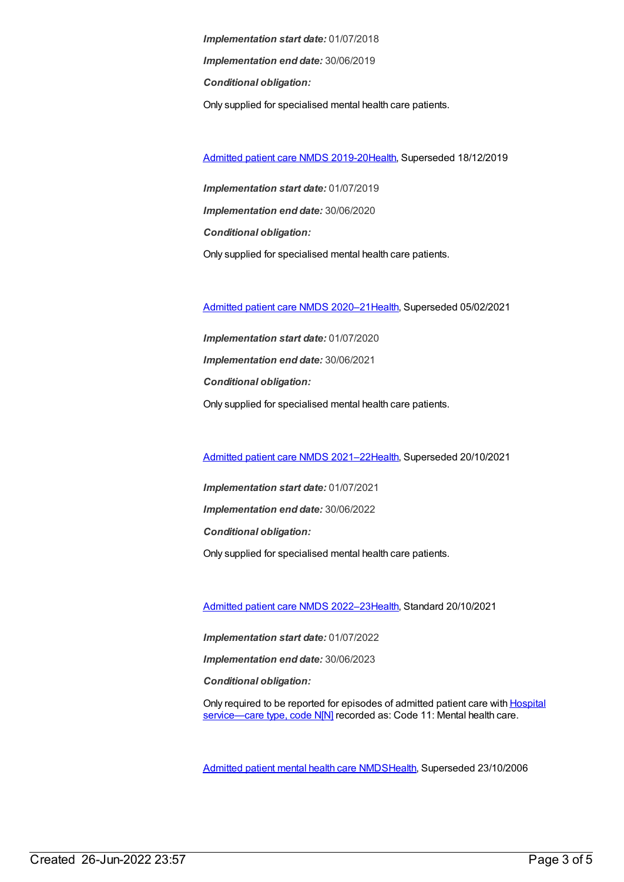***Implementation start date:*** 01/07/2018

***Implementation end date:*** 30/06/2019

***Conditional obligation:***

Only supplied for specialised mental health care patients.

[Admitted patient care NMDS 2019-20Health](), Superseded 18/12/2019

***Implementation start date:*** 01/07/2019

***Implementation end date:*** 30/06/2020

***Conditional obligation:***

Only supplied for specialised mental health care patients.

[Admitted patient care NMDS 2020–21Health](), Superseded 05/02/2021

***Implementation start date:*** 01/07/2020

***Implementation end date:*** 30/06/2021

***Conditional obligation:***

Only supplied for specialised mental health care patients.

[Admitted patient care NMDS 2021–22Health](), Superseded 20/10/2021

***Implementation start date:*** 01/07/2021

***Implementation end date:*** 30/06/2022

***Conditional obligation:***

Only supplied for specialised mental health care patients.

[Admitted patient care NMDS 2022–23Health](), Standard 20/10/2021

***Implementation start date:*** 01/07/2022

***Implementation end date:*** 30/06/2023

***Conditional obligation:***

Only required to be reported for episodes of admitted patient care with [Hospital service—care type, code N[N]]() recorded as: Code 11: Mental health care.

[Admitted patient mental health care NMDSHealth](), Superseded 23/10/2006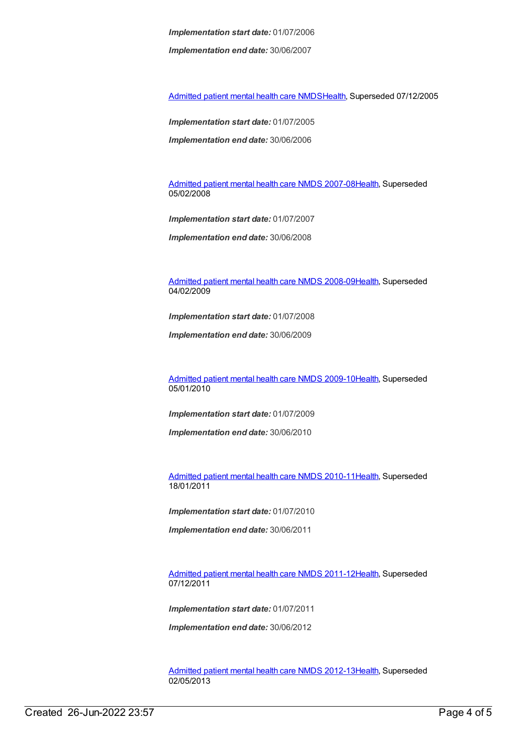***Implementation start date:*** 01/07/2006

***Implementation end date:*** 30/06/2007

Admitted patient mental health care NMDSHealth, Superseded 07/12/2005

***Implementation start date:*** 01/07/2005

***Implementation end date:*** 30/06/2006

Admitted patient mental health care NMDS 2007-08Health, Superseded 05/02/2008

***Implementation start date:*** 01/07/2007

***Implementation end date:*** 30/06/2008

Admitted patient mental health care NMDS 2008-09Health, Superseded 04/02/2009

***Implementation start date:*** 01/07/2008

***Implementation end date:*** 30/06/2009

Admitted patient mental health care NMDS 2009-10Health, Superseded 05/01/2010

***Implementation start date:*** 01/07/2009

***Implementation end date:*** 30/06/2010

Admitted patient mental health care NMDS 2010-11Health, Superseded 18/01/2011

***Implementation start date:*** 01/07/2010

***Implementation end date:*** 30/06/2011

Admitted patient mental health care NMDS 2011-12Health, Superseded 07/12/2011

***Implementation start date:*** 01/07/2011

***Implementation end date:*** 30/06/2012

Admitted patient mental health care NMDS 2012-13Health, Superseded 02/05/2013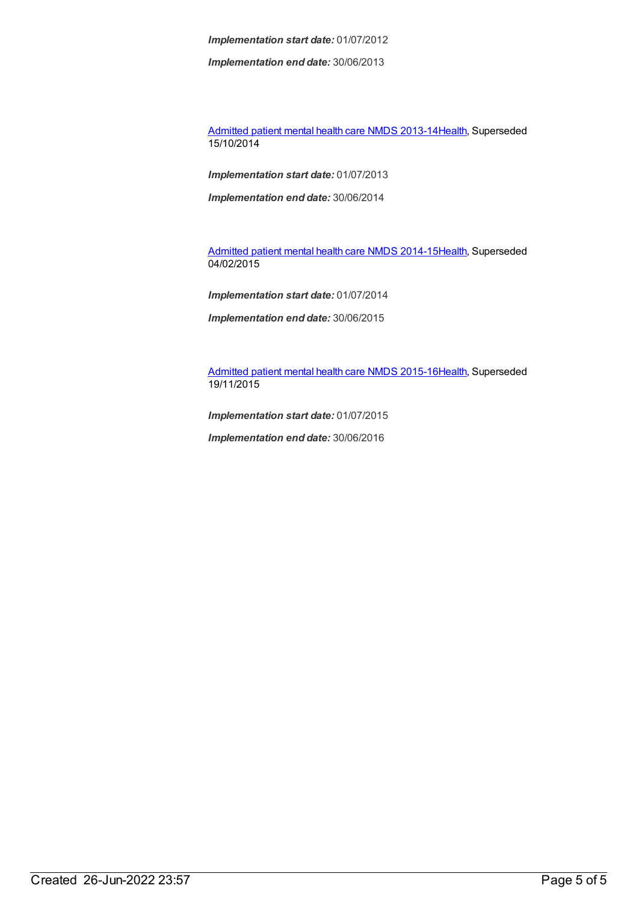***Implementation start date:*** 01/07/2012

***Implementation end date:*** 30/06/2013

Admitted patient mental health care NMDS 2013-14Health, Superseded 15/10/2014

***Implementation start date:*** 01/07/2013

***Implementation end date:*** 30/06/2014

Admitted patient mental health care NMDS 2014-15Health, Superseded 04/02/2015

***Implementation start date:*** 01/07/2014

***Implementation end date:*** 30/06/2015

Admitted patient mental health care NMDS 2015-16Health, Superseded 19/11/2015

***Implementation start date:*** 01/07/2015

***Implementation end date:*** 30/06/2016